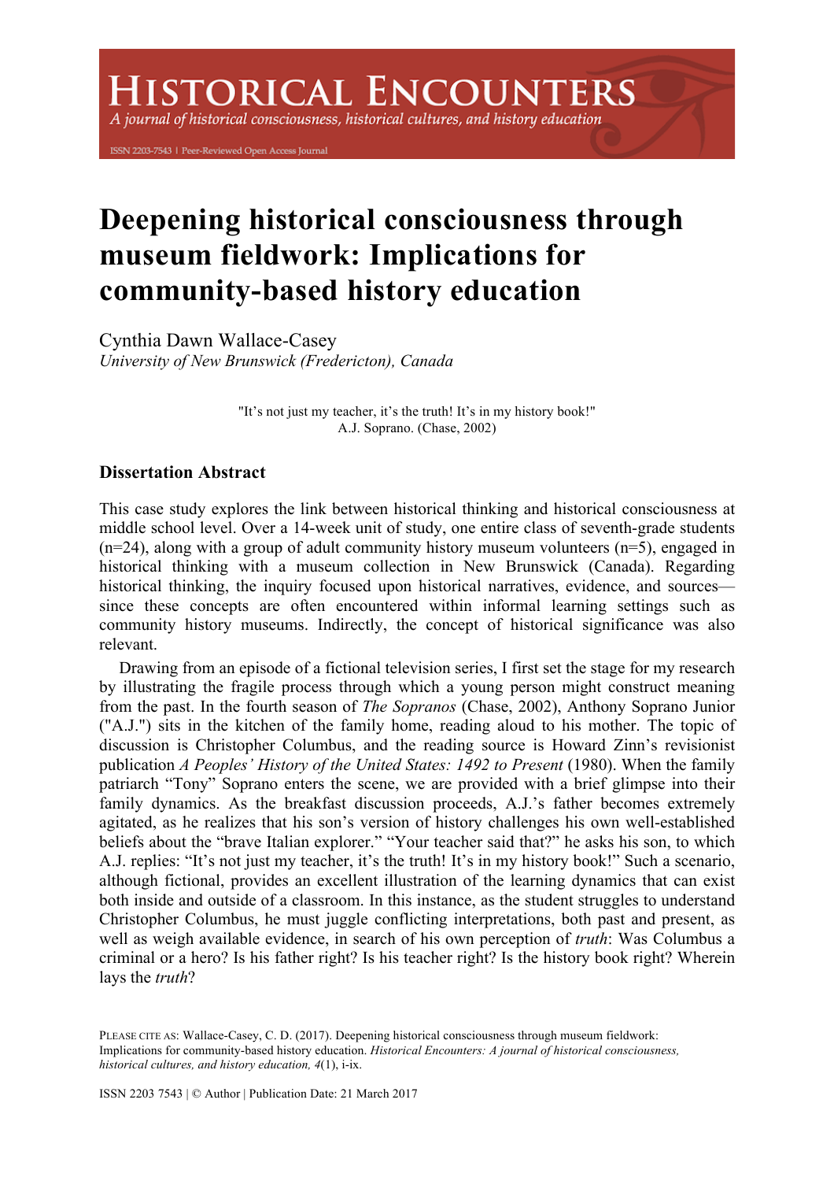# Deepening historical consciousness through museum fieldwork: Implications for community-based history education

Cynthia Dawn Wallace-Casey
*University of New Brunswick (Fredericton), Canada*

"It's not just my teacher, it's the truth! It's in my history book!"
A.J. Soprano. (Chase, 2002)

## Dissertation Abstract

This case study explores the link between historical thinking and historical consciousness at middle school level. Over a 14-week unit of study, one entire class of seventh-grade students (n=24), along with a group of adult community history museum volunteers (n=5), engaged in historical thinking with a museum collection in New Brunswick (Canada). Regarding historical thinking, the inquiry focused upon historical narratives, evidence, and sources—since these concepts are often encountered within informal learning settings such as community history museums. Indirectly, the concept of historical significance was also relevant.

Drawing from an episode of a fictional television series, I first set the stage for my research by illustrating the fragile process through which a young person might construct meaning from the past. In the fourth season of *The Sopranos* (Chase, 2002), Anthony Soprano Junior ("A.J.") sits in the kitchen of the family home, reading aloud to his mother. The topic of discussion is Christopher Columbus, and the reading source is Howard Zinn's revisionist publication *A Peoples' History of the United States: 1492 to Present* (1980). When the family patriarch "Tony" Soprano enters the scene, we are provided with a brief glimpse into their family dynamics. As the breakfast discussion proceeds, A.J.'s father becomes extremely agitated, as he realizes that his son's version of history challenges his own well-established beliefs about the "brave Italian explorer." "Your teacher said that?" he asks his son, to which A.J. replies: "It's not just my teacher, it's the truth! It's in my history book!" Such a scenario, although fictional, provides an excellent illustration of the learning dynamics that can exist both inside and outside of a classroom. In this instance, as the student struggles to understand Christopher Columbus, he must juggle conflicting interpretations, both past and present, as well as weigh available evidence, in search of his own perception of *truth*: Was Columbus a criminal or a hero? Is his father right? Is his teacher right? Is the history book right? Wherein lays the *truth*?

PLEASE CITE AS: Wallace-Casey, C. D. (2017). Deepening historical consciousness through museum fieldwork: Implications for community-based history education. *Historical Encounters: A journal of historical consciousness, historical cultures, and history education, 4*(1), i-ix.

ISSN 2203 7543 | © Author | Publication Date: 21 March 2017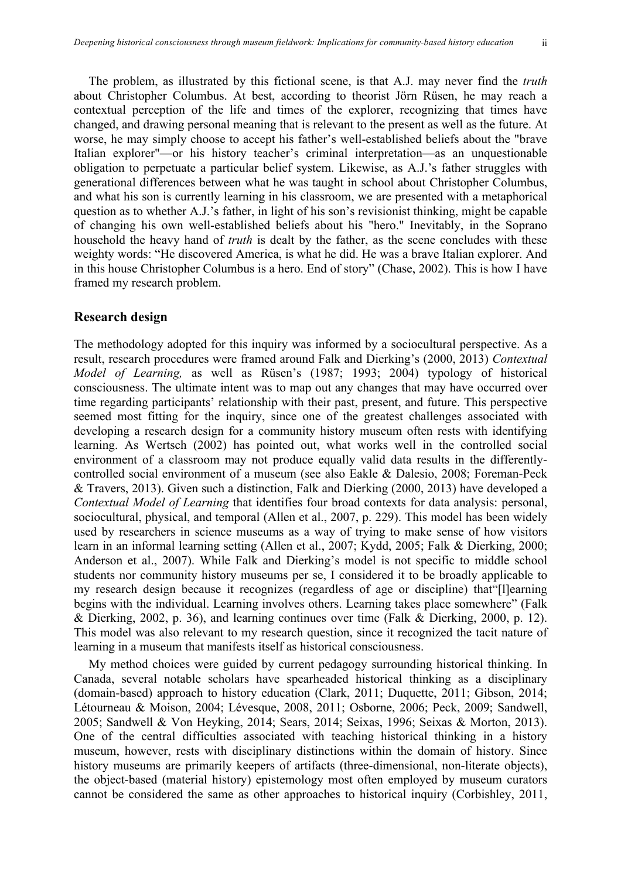The problem, as illustrated by this fictional scene, is that A.J. may never find the *truth* about Christopher Columbus. At best, according to theorist Jörn Rüsen, he may reach a contextual perception of the life and times of the explorer, recognizing that times have changed, and drawing personal meaning that is relevant to the present as well as the future. At worse, he may simply choose to accept his father's well-established beliefs about the "brave Italian explorer"—or his history teacher's criminal interpretation—as an unquestionable obligation to perpetuate a particular belief system. Likewise, as A.J.'s father struggles with generational differences between what he was taught in school about Christopher Columbus, and what his son is currently learning in his classroom, we are presented with a metaphorical question as to whether A.J.'s father, in light of his son's revisionist thinking, might be capable of changing his own well-established beliefs about his "hero." Inevitably, in the Soprano household the heavy hand of *truth* is dealt by the father, as the scene concludes with these weighty words: "He discovered America, is what he did. He was a brave Italian explorer. And in this house Christopher Columbus is a hero. End of story" (Chase, 2002). This is how I have framed my research problem.

## Research design

The methodology adopted for this inquiry was informed by a sociocultural perspective. As a result, research procedures were framed around Falk and Dierking's (2000, 2013) *Contextual Model of Learning,* as well as Rüsen's (1987; 1993; 2004) typology of historical consciousness. The ultimate intent was to map out any changes that may have occurred over time regarding participants' relationship with their past, present, and future. This perspective seemed most fitting for the inquiry, since one of the greatest challenges associated with developing a research design for a community history museum often rests with identifying learning. As Wertsch (2002) has pointed out, what works well in the controlled social environment of a classroom may not produce equally valid data results in the differently-controlled social environment of a museum (see also Eakle & Dalesio, 2008; Foreman-Peck & Travers, 2013). Given such a distinction, Falk and Dierking (2000, 2013) have developed a *Contextual Model of Learning* that identifies four broad contexts for data analysis: personal, sociocultural, physical, and temporal (Allen et al., 2007, p. 229). This model has been widely used by researchers in science museums as a way of trying to make sense of how visitors learn in an informal learning setting (Allen et al., 2007; Kydd, 2005; Falk & Dierking, 2000; Anderson et al., 2007). While Falk and Dierking's model is not specific to middle school students nor community history museums per se, I considered it to be broadly applicable to my research design because it recognizes (regardless of age or discipline) that"[l]earning begins with the individual. Learning involves others. Learning takes place somewhere" (Falk & Dierking, 2002, p. 36), and learning continues over time (Falk & Dierking, 2000, p. 12). This model was also relevant to my research question, since it recognized the tacit nature of learning in a museum that manifests itself as historical consciousness.

My method choices were guided by current pedagogy surrounding historical thinking. In Canada, several notable scholars have spearheaded historical thinking as a disciplinary (domain-based) approach to history education (Clark, 2011; Duquette, 2011; Gibson, 2014; Létourneau & Moison, 2004; Lévesque, 2008, 2011; Osborne, 2006; Peck, 2009; Sandwell, 2005; Sandwell & Von Heyking, 2014; Sears, 2014; Seixas, 1996; Seixas & Morton, 2013). One of the central difficulties associated with teaching historical thinking in a history museum, however, rests with disciplinary distinctions within the domain of history. Since history museums are primarily keepers of artifacts (three-dimensional, non-literate objects), the object-based (material history) epistemology most often employed by museum curators cannot be considered the same as other approaches to historical inquiry (Corbishley, 2011,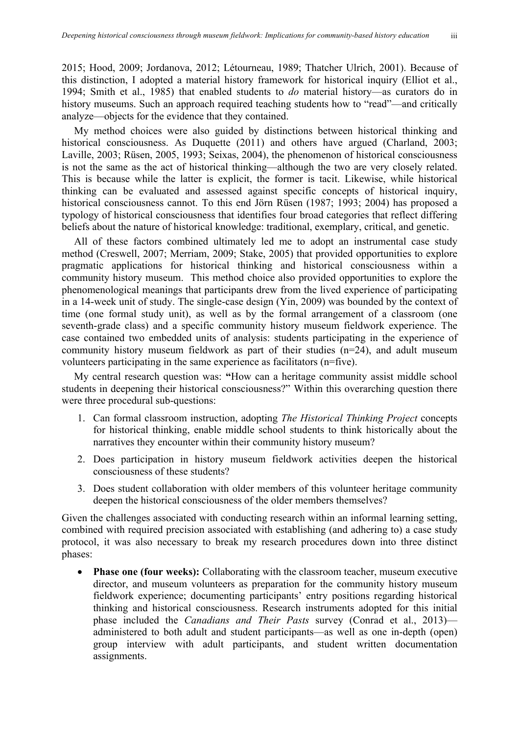2015; Hood, 2009; Jordanova, 2012; Létourneau, 1989; Thatcher Ulrich, 2001). Because of this distinction, I adopted a material history framework for historical inquiry (Elliot et al., 1994; Smith et al., 1985) that enabled students to *do* material history—as curators do in history museums. Such an approach required teaching students how to "read"—and critically analyze—objects for the evidence that they contained.

My method choices were also guided by distinctions between historical thinking and historical consciousness. As Duquette (2011) and others have argued (Charland, 2003; Laville, 2003; Rüsen, 2005, 1993; Seixas, 2004), the phenomenon of historical consciousness is not the same as the act of historical thinking—although the two are very closely related. This is because while the latter is explicit, the former is tacit. Likewise, while historical thinking can be evaluated and assessed against specific concepts of historical inquiry, historical consciousness cannot. To this end Jörn Rüsen (1987; 1993; 2004) has proposed a typology of historical consciousness that identifies four broad categories that reflect differing beliefs about the nature of historical knowledge: traditional, exemplary, critical, and genetic.

All of these factors combined ultimately led me to adopt an instrumental case study method (Creswell, 2007; Merriam, 2009; Stake, 2005) that provided opportunities to explore pragmatic applications for historical thinking and historical consciousness within a community history museum. This method choice also provided opportunities to explore the phenomenological meanings that participants drew from the lived experience of participating in a 14-week unit of study. The single-case design (Yin, 2009) was bounded by the context of time (one formal study unit), as well as by the formal arrangement of a classroom (one seventh-grade class) and a specific community history museum fieldwork experience. The case contained two embedded units of analysis: students participating in the experience of community history museum fieldwork as part of their studies (n=24), and adult museum volunteers participating in the same experience as facilitators (n=five).

My central research question was: **"**How can a heritage community assist middle school students in deepening their historical consciousness?" Within this overarching question there were three procedural sub-questions:

1. Can formal classroom instruction, adopting *The Historical Thinking Project* concepts for historical thinking, enable middle school students to think historically about the narratives they encounter within their community history museum?
2. Does participation in history museum fieldwork activities deepen the historical consciousness of these students?
3. Does student collaboration with older members of this volunteer heritage community deepen the historical consciousness of the older members themselves?

Given the challenges associated with conducting research within an informal learning setting, combined with required precision associated with establishing (and adhering to) a case study protocol, it was also necessary to break my research procedures down into three distinct phases:

- **Phase one (four weeks):** Collaborating with the classroom teacher, museum executive director, and museum volunteers as preparation for the community history museum fieldwork experience; documenting participants' entry positions regarding historical thinking and historical consciousness. Research instruments adopted for this initial phase included the *Canadians and Their Pasts* survey (Conrad et al., 2013)—administered to both adult and student participants—as well as one in-depth (open) group interview with adult participants, and student written documentation assignments.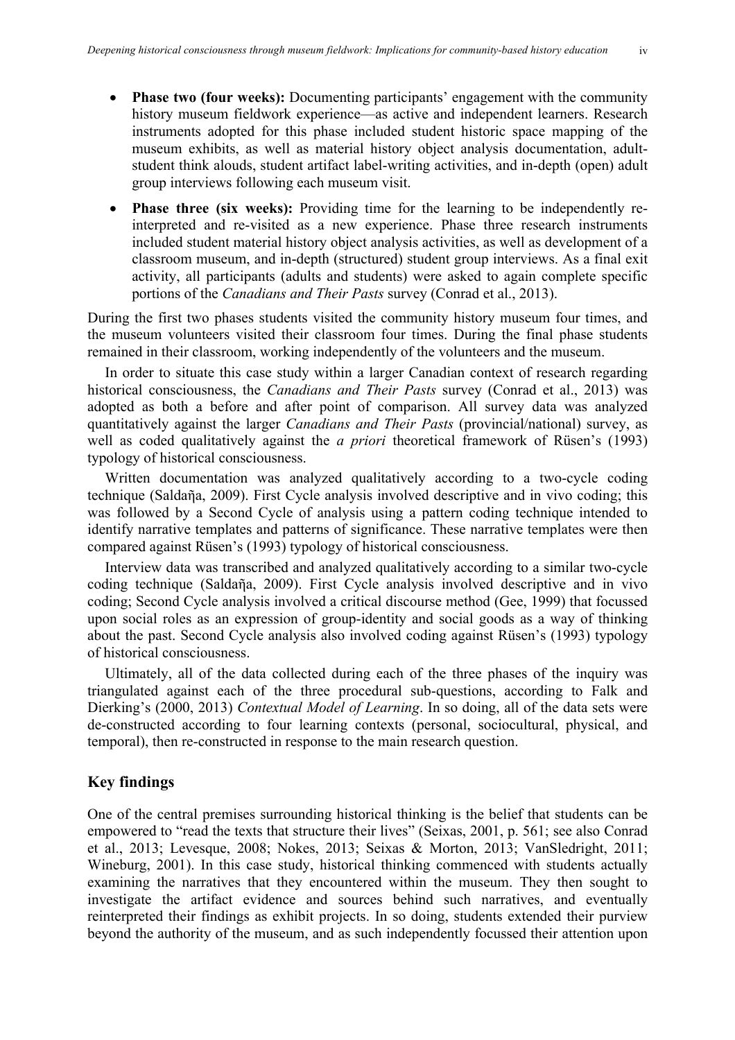- **Phase two (four weeks):** Documenting participants' engagement with the community history museum fieldwork experience—as active and independent learners. Research instruments adopted for this phase included student historic space mapping of the museum exhibits, as well as material history object analysis documentation, adult-student think alouds, student artifact label-writing activities, and in-depth (open) adult group interviews following each museum visit.
- **Phase three (six weeks):** Providing time for the learning to be independently re-interpreted and re-visited as a new experience. Phase three research instruments included student material history object analysis activities, as well as development of a classroom museum, and in-depth (structured) student group interviews. As a final exit activity, all participants (adults and students) were asked to again complete specific portions of the *Canadians and Their Pasts* survey (Conrad et al., 2013).

During the first two phases students visited the community history museum four times, and the museum volunteers visited their classroom four times. During the final phase students remained in their classroom, working independently of the volunteers and the museum.

In order to situate this case study within a larger Canadian context of research regarding historical consciousness, the *Canadians and Their Pasts* survey (Conrad et al., 2013) was adopted as both a before and after point of comparison. All survey data was analyzed quantitatively against the larger *Canadians and Their Pasts* (provincial/national) survey, as well as coded qualitatively against the *a priori* theoretical framework of Rüsen's (1993) typology of historical consciousness.

Written documentation was analyzed qualitatively according to a two-cycle coding technique (Saldaña, 2009). First Cycle analysis involved descriptive and in vivo coding; this was followed by a Second Cycle of analysis using a pattern coding technique intended to identify narrative templates and patterns of significance. These narrative templates were then compared against Rüsen's (1993) typology of historical consciousness.

Interview data was transcribed and analyzed qualitatively according to a similar two-cycle coding technique (Saldaña, 2009). First Cycle analysis involved descriptive and in vivo coding; Second Cycle analysis involved a critical discourse method (Gee, 1999) that focussed upon social roles as an expression of group-identity and social goods as a way of thinking about the past. Second Cycle analysis also involved coding against Rüsen's (1993) typology of historical consciousness.

Ultimately, all of the data collected during each of the three phases of the inquiry was triangulated against each of the three procedural sub-questions, according to Falk and Dierking's (2000, 2013) *Contextual Model of Learning*. In so doing, all of the data sets were de-constructed according to four learning contexts (personal, sociocultural, physical, and temporal), then re-constructed in response to the main research question.

## Key findings

One of the central premises surrounding historical thinking is the belief that students can be empowered to "read the texts that structure their lives" (Seixas, 2001, p. 561; see also Conrad et al., 2013; Levesque, 2008; Nokes, 2013; Seixas & Morton, 2013; VanSledright, 2011; Wineburg, 2001). In this case study, historical thinking commenced with students actually examining the narratives that they encountered within the museum. They then sought to investigate the artifact evidence and sources behind such narratives, and eventually reinterpreted their findings as exhibit projects. In so doing, students extended their purview beyond the authority of the museum, and as such independently focussed their attention upon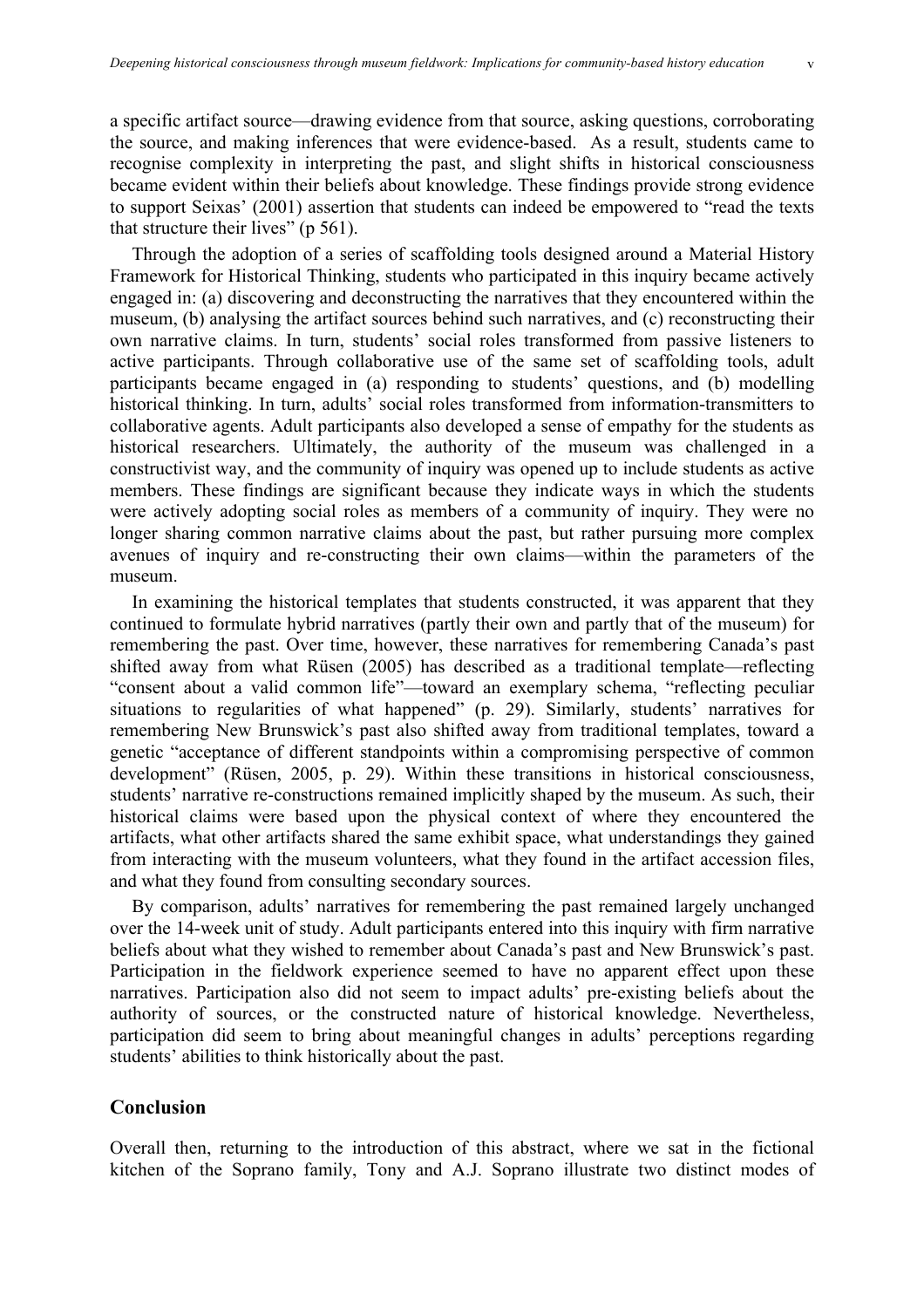a specific artifact source—drawing evidence from that source, asking questions, corroborating the source, and making inferences that were evidence-based. As a result, students came to recognise complexity in interpreting the past, and slight shifts in historical consciousness became evident within their beliefs about knowledge. These findings provide strong evidence to support Seixas' (2001) assertion that students can indeed be empowered to "read the texts that structure their lives" (p 561).

Through the adoption of a series of scaffolding tools designed around a Material History Framework for Historical Thinking, students who participated in this inquiry became actively engaged in: (a) discovering and deconstructing the narratives that they encountered within the museum, (b) analysing the artifact sources behind such narratives, and (c) reconstructing their own narrative claims. In turn, students' social roles transformed from passive listeners to active participants. Through collaborative use of the same set of scaffolding tools, adult participants became engaged in (a) responding to students' questions, and (b) modelling historical thinking. In turn, adults' social roles transformed from information-transmitters to collaborative agents. Adult participants also developed a sense of empathy for the students as historical researchers. Ultimately, the authority of the museum was challenged in a constructivist way, and the community of inquiry was opened up to include students as active members. These findings are significant because they indicate ways in which the students were actively adopting social roles as members of a community of inquiry. They were no longer sharing common narrative claims about the past, but rather pursuing more complex avenues of inquiry and re-constructing their own claims—within the parameters of the museum.

In examining the historical templates that students constructed, it was apparent that they continued to formulate hybrid narratives (partly their own and partly that of the museum) for remembering the past. Over time, however, these narratives for remembering Canada's past shifted away from what Rüsen (2005) has described as a traditional template—reflecting "consent about a valid common life"—toward an exemplary schema, "reflecting peculiar situations to regularities of what happened" (p. 29). Similarly, students' narratives for remembering New Brunswick's past also shifted away from traditional templates, toward a genetic "acceptance of different standpoints within a compromising perspective of common development" (Rüsen, 2005, p. 29). Within these transitions in historical consciousness, students' narrative re-constructions remained implicitly shaped by the museum. As such, their historical claims were based upon the physical context of where they encountered the artifacts, what other artifacts shared the same exhibit space, what understandings they gained from interacting with the museum volunteers, what they found in the artifact accession files, and what they found from consulting secondary sources.

By comparison, adults' narratives for remembering the past remained largely unchanged over the 14-week unit of study. Adult participants entered into this inquiry with firm narrative beliefs about what they wished to remember about Canada's past and New Brunswick's past. Participation in the fieldwork experience seemed to have no apparent effect upon these narratives. Participation also did not seem to impact adults' pre-existing beliefs about the authority of sources, or the constructed nature of historical knowledge. Nevertheless, participation did seem to bring about meaningful changes in adults' perceptions regarding students' abilities to think historically about the past.

## Conclusion

Overall then, returning to the introduction of this abstract, where we sat in the fictional kitchen of the Soprano family, Tony and A.J. Soprano illustrate two distinct modes of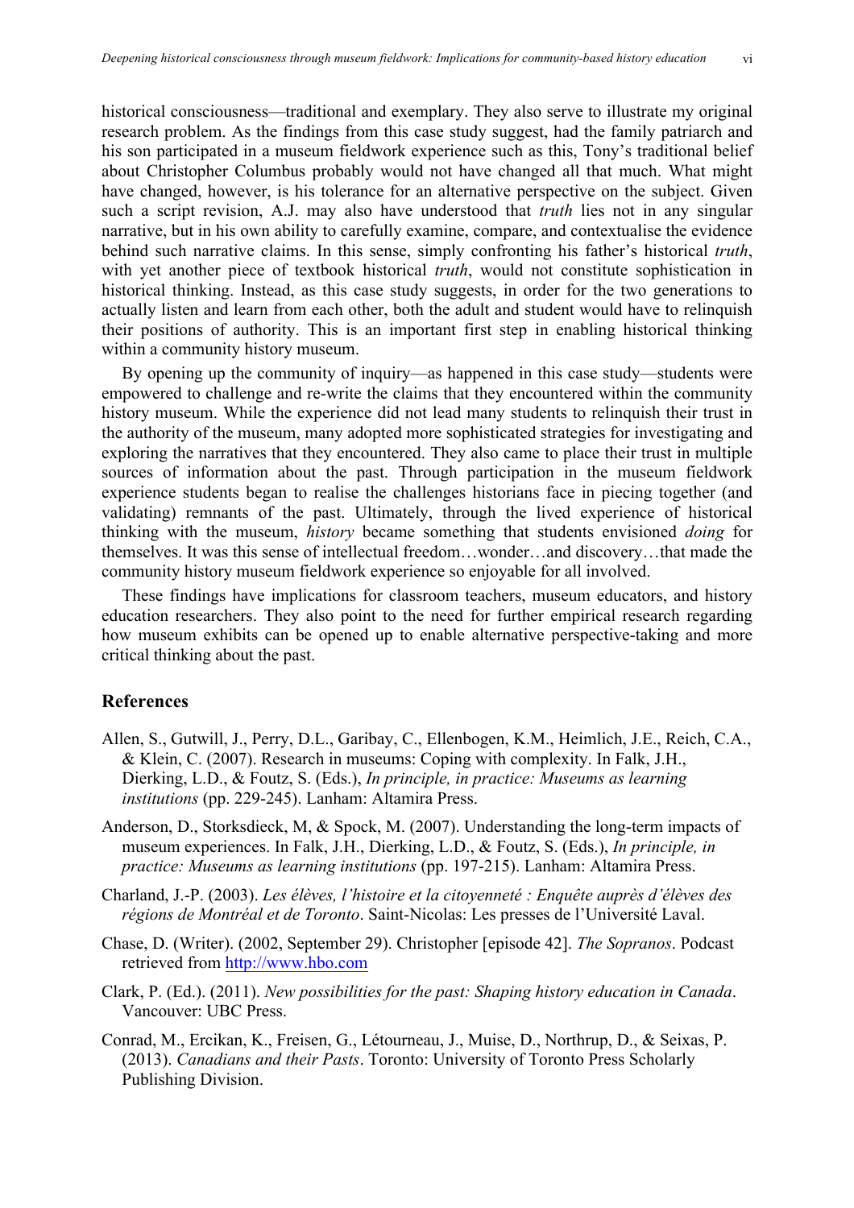historical consciousness—traditional and exemplary. They also serve to illustrate my original research problem. As the findings from this case study suggest, had the family patriarch and his son participated in a museum fieldwork experience such as this, Tony's traditional belief about Christopher Columbus probably would not have changed all that much. What might have changed, however, is his tolerance for an alternative perspective on the subject. Given such a script revision, A.J. may also have understood that *truth* lies not in any singular narrative, but in his own ability to carefully examine, compare, and contextualise the evidence behind such narrative claims. In this sense, simply confronting his father's historical *truth*, with yet another piece of textbook historical *truth*, would not constitute sophistication in historical thinking. Instead, as this case study suggests, in order for the two generations to actually listen and learn from each other, both the adult and student would have to relinquish their positions of authority. This is an important first step in enabling historical thinking within a community history museum.

By opening up the community of inquiry—as happened in this case study—students were empowered to challenge and re-write the claims that they encountered within the community history museum. While the experience did not lead many students to relinquish their trust in the authority of the museum, many adopted more sophisticated strategies for investigating and exploring the narratives that they encountered. They also came to place their trust in multiple sources of information about the past. Through participation in the museum fieldwork experience students began to realise the challenges historians face in piecing together (and validating) remnants of the past. Ultimately, through the lived experience of historical thinking with the museum, *history* became something that students envisioned *doing* for themselves. It was this sense of intellectual freedom…wonder…and discovery…that made the community history museum fieldwork experience so enjoyable for all involved.

These findings have implications for classroom teachers, museum educators, and history education researchers. They also point to the need for further empirical research regarding how museum exhibits can be opened up to enable alternative perspective-taking and more critical thinking about the past.

## References

Allen, S., Gutwill, J., Perry, D.L., Garibay, C., Ellenbogen, K.M., Heimlich, J.E., Reich, C.A., & Klein, C. (2007). Research in museums: Coping with complexity. In Falk, J.H., Dierking, L.D., & Foutz, S. (Eds.), *In principle, in practice: Museums as learning institutions* (pp. 229-245). Lanham: Altamira Press.

Anderson, D., Storksdieck, M, & Spock, M. (2007). Understanding the long-term impacts of museum experiences. In Falk, J.H., Dierking, L.D., & Foutz, S. (Eds.), *In principle, in practice: Museums as learning institutions* (pp. 197-215). Lanham: Altamira Press.

Charland, J.-P. (2003). *Les élèves, l'histoire et la citoyenneté : Enquête auprès d'élèves des régions de Montréal et de Toronto*. Saint-Nicolas: Les presses de l'Université Laval.

Chase, D. (Writer). (2002, September 29). Christopher [episode 42]. *The Sopranos*. Podcast retrieved from http://www.hbo.com

Clark, P. (Ed.). (2011). *New possibilities for the past: Shaping history education in Canada*. Vancouver: UBC Press.

Conrad, M., Ercikan, K., Freisen, G., Létourneau, J., Muise, D., Northrup, D., & Seixas, P. (2013). *Canadians and their Pasts*. Toronto: University of Toronto Press Scholarly Publishing Division.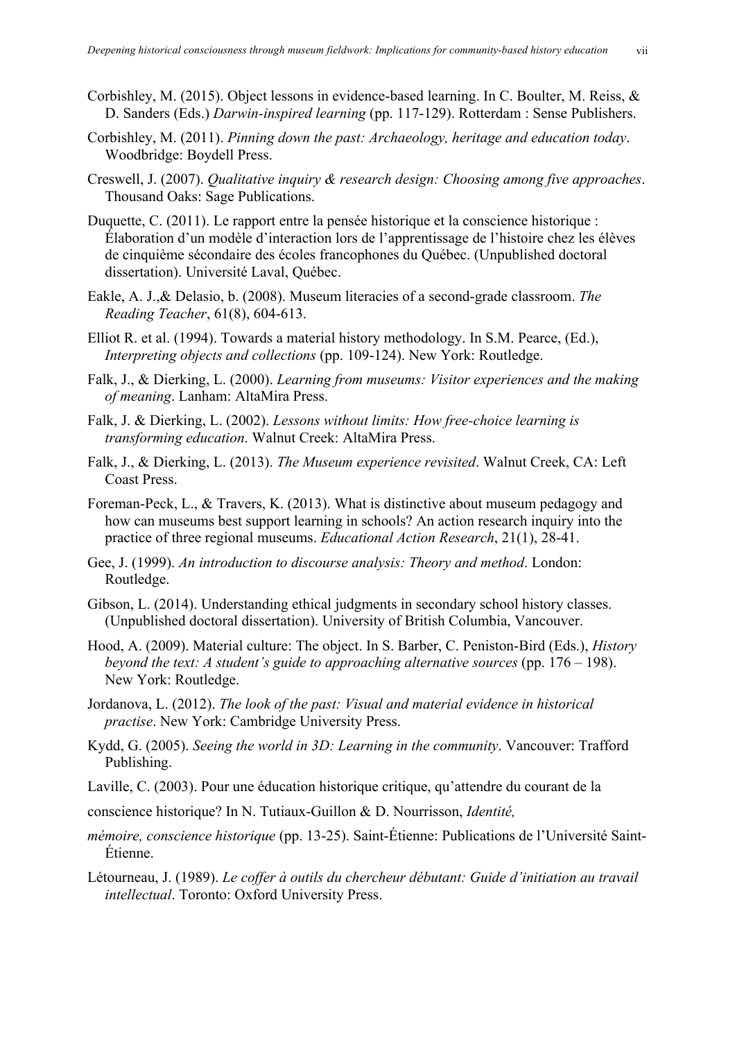Corbishley, M. (2015). Object lessons in evidence-based learning. In C. Boulter, M. Reiss, & D. Sanders (Eds.) *Darwin-inspired learning* (pp. 117-129). Rotterdam : Sense Publishers.

Corbishley, M. (2011). *Pinning down the past: Archaeology, heritage and education today*. Woodbridge: Boydell Press.

Creswell, J. (2007). *Qualitative inquiry & research design: Choosing among five approaches*. Thousand Oaks: Sage Publications.

Duquette, C. (2011). Le rapport entre la pensée historique et la conscience historique : Élaboration d'un modèle d'interaction lors de l'apprentissage de l'histoire chez les élèves de cinquième sécondaire des écoles francophones du Québec. (Unpublished doctoral dissertation). Université Laval, Québec.

Eakle, A. J.,& Delasio, b. (2008). Museum literacies of a second-grade classroom. *The Reading Teacher*, 61(8), 604-613.

Elliot R. et al. (1994). Towards a material history methodology. In S.M. Pearce, (Ed.), *Interpreting objects and collections* (pp. 109-124). New York: Routledge.

Falk, J., & Dierking, L. (2000). *Learning from museums: Visitor experiences and the making of meaning*. Lanham: AltaMira Press.

Falk, J. & Dierking, L. (2002). *Lessons without limits: How free-choice learning is transforming education*. Walnut Creek: AltaMira Press.

Falk, J., & Dierking, L. (2013). *The Museum experience revisited*. Walnut Creek, CA: Left Coast Press.

Foreman-Peck, L., & Travers, K. (2013). What is distinctive about museum pedagogy and how can museums best support learning in schools? An action research inquiry into the practice of three regional museums. *Educational Action Research*, 21(1), 28-41.

Gee, J. (1999). *An introduction to discourse analysis: Theory and method*. London: Routledge.

Gibson, L. (2014). Understanding ethical judgments in secondary school history classes. (Unpublished doctoral dissertation). University of British Columbia, Vancouver.

Hood, A. (2009). Material culture: The object. In S. Barber, C. Peniston-Bird (Eds.), *History beyond the text: A student's guide to approaching alternative sources* (pp. 176 – 198). New York: Routledge.

Jordanova, L. (2012). *The look of the past: Visual and material evidence in historical practise*. New York: Cambridge University Press.

Kydd, G. (2005). *Seeing the world in 3D: Learning in the community*. Vancouver: Trafford Publishing.

Laville, C. (2003). Pour une éducation historique critique, qu'attendre du courant de la conscience historique? In N. Tutiaux-Guillon & D. Nourrisson, *Identité, mémoire, conscience historique* (pp. 13-25). Saint-Étienne: Publications de l'Université Saint-Étienne.

Létourneau, J. (1989). *Le coffer à outils du chercheur débutant: Guide d'initiation au travail intellectual*. Toronto: Oxford University Press.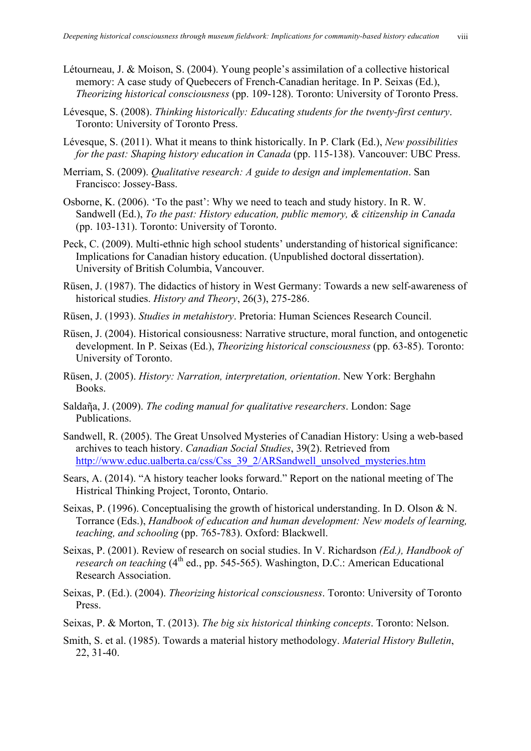Létourneau, J. & Moison, S. (2004). Young people's assimilation of a collective historical memory: A case study of Quebecers of French-Canadian heritage. In P. Seixas (Ed.), *Theorizing historical consciousness* (pp. 109-128). Toronto: University of Toronto Press.

Lévesque, S. (2008). *Thinking historically: Educating students for the twenty-first century*. Toronto: University of Toronto Press.

Lévesque, S. (2011). What it means to think historically. In P. Clark (Ed.), *New possibilities for the past: Shaping history education in Canada* (pp. 115-138). Vancouver: UBC Press.

Merriam, S. (2009). *Qualitative research: A guide to design and implementation*. San Francisco: Jossey-Bass.

Osborne, K. (2006). 'To the past': Why we need to teach and study history. In R. W. Sandwell (Ed.), *To the past: History education, public memory, & citizenship in Canada* (pp. 103-131). Toronto: University of Toronto.

Peck, C. (2009). Multi-ethnic high school students' understanding of historical significance: Implications for Canadian history education. (Unpublished doctoral dissertation). University of British Columbia, Vancouver.

Rüsen, J. (1987). The didactics of history in West Germany: Towards a new self-awareness of historical studies. *History and Theory*, 26(3), 275-286.

Rüsen, J. (1993). *Studies in metahistory*. Pretoria: Human Sciences Research Council.

Rüsen, J. (2004). Historical consiousness: Narrative structure, moral function, and ontogenetic development. In P. Seixas (Ed.), *Theorizing historical consciousness* (pp. 63-85). Toronto: University of Toronto.

Rüsen, J. (2005). *History: Narration, interpretation, orientation*. New York: Berghahn Books.

Saldaña, J. (2009). *The coding manual for qualitative researchers*. London: Sage Publications.

Sandwell, R. (2005). The Great Unsolved Mysteries of Canadian History: Using a web-based archives to teach history. *Canadian Social Studies*, 39(2). Retrieved from http://www.educ.ualberta.ca/css/Css_39_2/ARSandwell_unsolved_mysteries.htm

Sears, A. (2014). "A history teacher looks forward." Report on the national meeting of The Histrical Thinking Project, Toronto, Ontario.

Seixas, P. (1996). Conceptualising the growth of historical understanding. In D. Olson & N. Torrance (Eds.), *Handbook of education and human development: New models of learning, teaching, and schooling* (pp. 765-783). Oxford: Blackwell.

Seixas, P. (2001). Review of research on social studies. In V. Richardson *(Ed.), Handbook of research on teaching* (4th ed., pp. 545-565). Washington, D.C.: American Educational Research Association.

Seixas, P. (Ed.). (2004). *Theorizing historical consciousness*. Toronto: University of Toronto Press.

Seixas, P. & Morton, T. (2013). *The big six historical thinking concepts*. Toronto: Nelson.

Smith, S. et al. (1985). Towards a material history methodology. *Material History Bulletin*, 22, 31-40.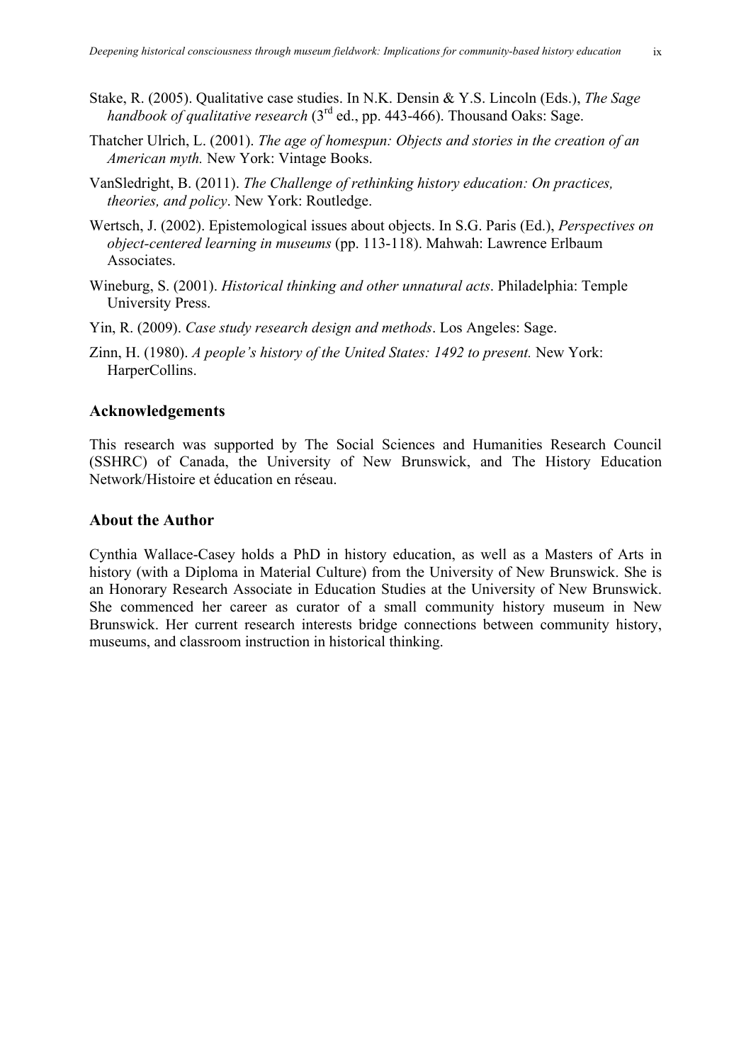Stake, R. (2005). Qualitative case studies. In N.K. Densin & Y.S. Lincoln (Eds.), *The Sage handbook of qualitative research* (3rd ed., pp. 443-466). Thousand Oaks: Sage.

Thatcher Ulrich, L. (2001). *The age of homespun: Objects and stories in the creation of an American myth.* New York: Vintage Books.

VanSledright, B. (2011). *The Challenge of rethinking history education: On practices, theories, and policy*. New York: Routledge.

Wertsch, J. (2002). Epistemological issues about objects. In S.G. Paris (Ed.), *Perspectives on object-centered learning in museums* (pp. 113-118). Mahwah: Lawrence Erlbaum Associates.

Wineburg, S. (2001). *Historical thinking and other unnatural acts*. Philadelphia: Temple University Press.

Yin, R. (2009). *Case study research design and methods*. Los Angeles: Sage.

Zinn, H. (1980). *A people's history of the United States: 1492 to present.* New York: HarperCollins.

## Acknowledgements

This research was supported by The Social Sciences and Humanities Research Council (SSHRC) of Canada, the University of New Brunswick, and The History Education Network/Histoire et éducation en réseau.

## About the Author

Cynthia Wallace-Casey holds a PhD in history education, as well as a Masters of Arts in history (with a Diploma in Material Culture) from the University of New Brunswick. She is an Honorary Research Associate in Education Studies at the University of New Brunswick. She commenced her career as curator of a small community history museum in New Brunswick. Her current research interests bridge connections between community history, museums, and classroom instruction in historical thinking.